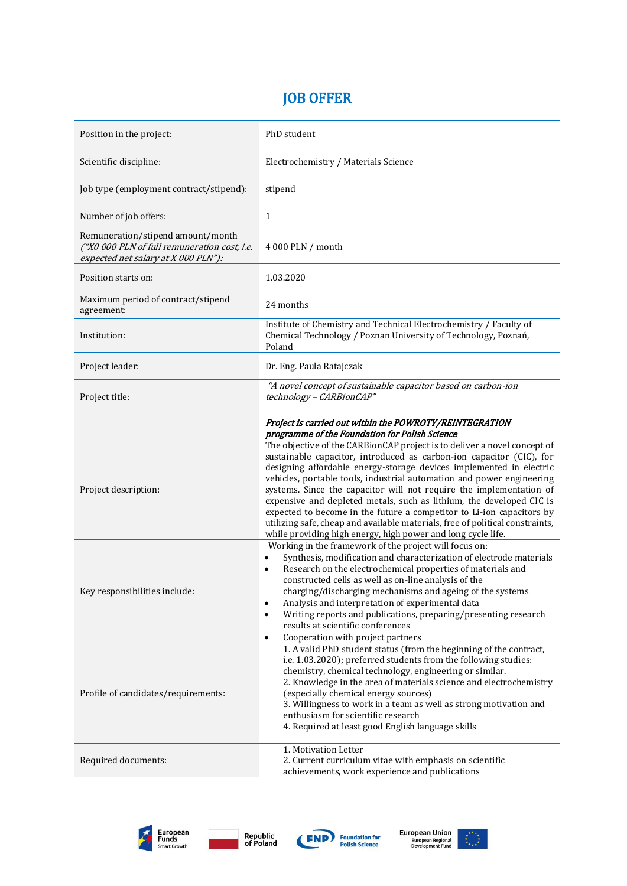# JOB OFFER

| | |
|---|---|
| Position in the project: | PhD student |
| Scientific discipline: | Electrochemistry / Materials Science |
| Job type (employment contract/stipend): | stipend |
| Number of job offers: | 1 |
| Remuneration/stipend amount/month *("X0 000 PLN of full remuneration cost, i.e. expected net salary at X 000 PLN"):* | 4 000 PLN / month |
| Position starts on: | 1.03.2020 |
| Maximum period of contract/stipend agreement: | 24 months |
| Institution: | Institute of Chemistry and Technical Electrochemistry / Faculty of Chemical Technology / Poznan University of Technology, Poznań, Poland |
| Project leader: | Dr. Eng. Paula Ratajczak |
| Project title: | *"A novel concept of sustainable capacitor based on carbon-ion technology – CARBionCAP"* <br><br> ***Project is carried out within the POWROTY/REINTEGRATION programme of the Foundation for Polish Science*** |
| Project description: | The objective of the CARBionCAP project is to deliver a novel concept of sustainable capacitor, introduced as carbon-ion capacitor (CIC), for designing affordable energy-storage devices implemented in electric vehicles, portable tools, industrial automation and power engineering systems. Since the capacitor will not require the implementation of expensive and depleted metals, such as lithium, the developed CIC is expected to become in the future a competitor to Li-ion capacitors by utilizing safe, cheap and available materials, free of political constraints, while providing high energy, high power and long cycle life. |
| Key responsibilities include: | Working in the framework of the project will focus on: <br>• Synthesis, modification and characterization of electrode materials <br>• Research on the electrochemical properties of materials and constructed cells as well as on-line analysis of the charging/discharging mechanisms and ageing of the systems <br>• Analysis and interpretation of experimental data <br>• Writing reports and publications, preparing/presenting research results at scientific conferences <br>• Cooperation with project partners |
| Profile of candidates/requirements: | 1. A valid PhD student status (from the beginning of the contract, i.e. 1.03.2020); preferred students from the following studies: chemistry, chemical technology, engineering or similar. <br>2. Knowledge in the area of materials science and electrochemistry (especially chemical energy sources) <br>3. Willingness to work in a team as well as strong motivation and enthusiasm for scientific research <br>4. Required at least good English language skills |
| Required documents: | 1. Motivation Letter <br>2. Current curriculum vitae with emphasis on scientific achievements, work experience and publications |

European Funds Smart Growth | Republic of Poland | FNP Foundation for Polish Science | European Union European Regional Development Fund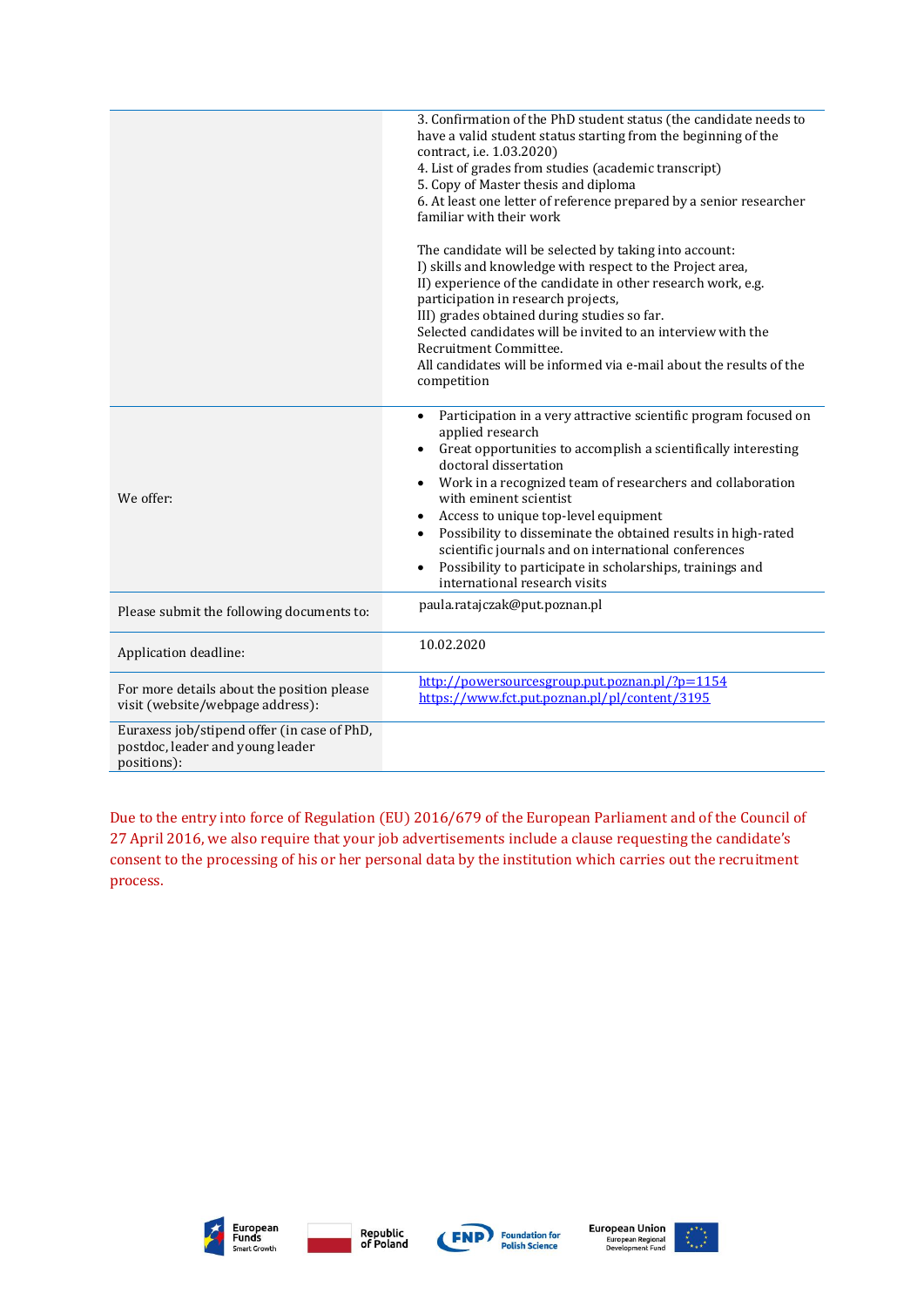| | |
|---|---|
| | 3. Confirmation of the PhD student status (the candidate needs to have a valid student status starting from the beginning of the contract, i.e. 1.03.2020)<br>4. List of grades from studies (academic transcript)<br>5. Copy of Master thesis and diploma<br>6. At least one letter of reference prepared by a senior researcher familiar with their work<br><br>The candidate will be selected by taking into account:<br>I) skills and knowledge with respect to the Project area,<br>II) experience of the candidate in other research work, e.g. participation in research projects,<br>III) grades obtained during studies so far.<br>Selected candidates will be invited to an interview with the Recruitment Committee.<br>All candidates will be informed via e-mail about the results of the competition |
| We offer: | • Participation in a very attractive scientific program focused on applied research<br>• Great opportunities to accomplish a scientifically interesting doctoral dissertation<br>• Work in a recognized team of researchers and collaboration with eminent scientist<br>• Access to unique top-level equipment<br>• Possibility to disseminate the obtained results in high-rated scientific journals and on international conferences<br>• Possibility to participate in scholarships, trainings and international research visits |
| Please submit the following documents to: | paula.ratajczak@put.poznan.pl |
| Application deadline: | 10.02.2020 |
| For more details about the position please visit (website/webpage address): | http://powersourcesgroup.put.poznan.pl/?p=1154<br>https://www.fct.put.poznan.pl/pl/content/3195 |
| Euraxess job/stipend offer (in case of PhD, postdoc, leader and young leader positions): | |

Due to the entry into force of Regulation (EU) 2016/679 of the European Parliament and of the Council of 27 April 2016, we also require that your job advertisements include a clause requesting the candidate's consent to the processing of his or her personal data by the institution which carries out the recruitment process.

European Funds Smart Growth | Republic of Poland | FNP Foundation for Polish Science | European Union European Regional Development Fund